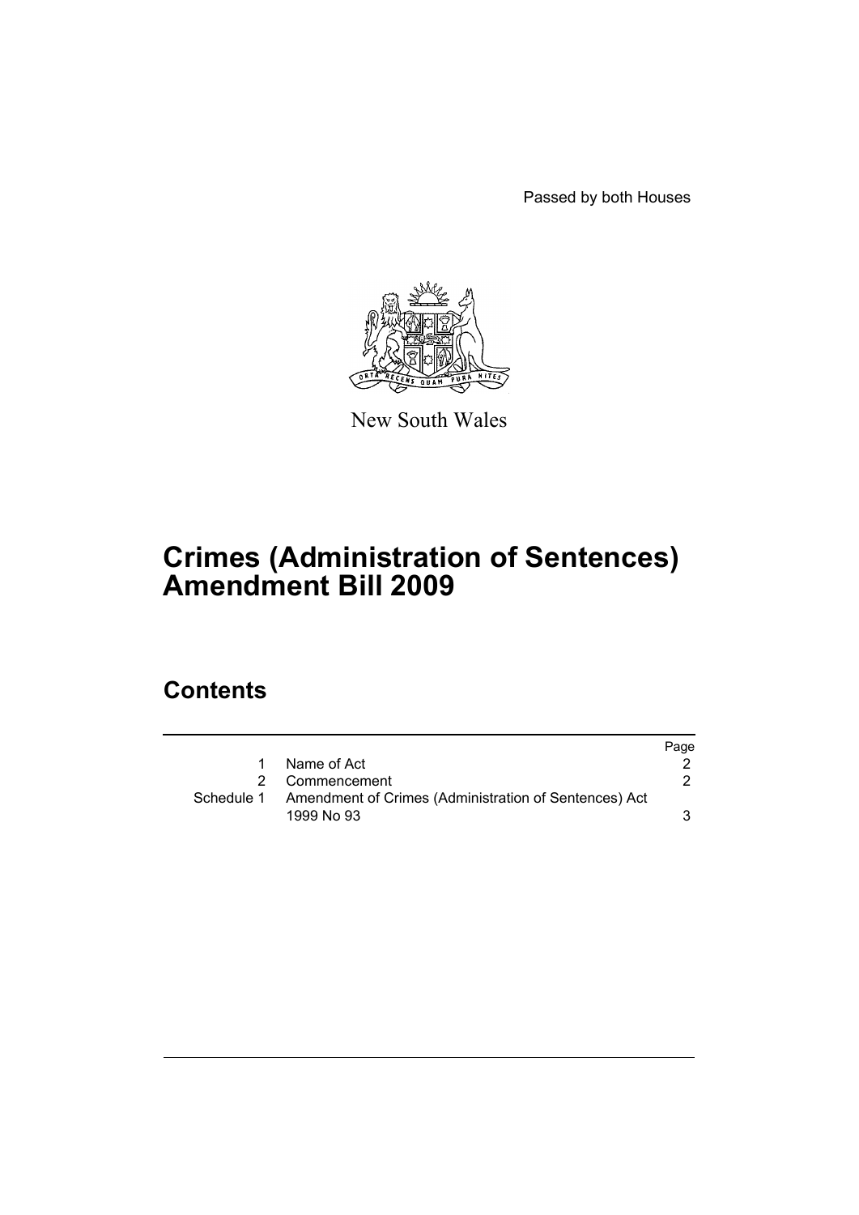Passed by both Houses

New South Wales

# Crimes (Administration of Sentences) Amendment Bill 2009

## Contents

| | | Page |
|---|---|---|
| 1 | Name of Act | 2 |
| 2 | Commencement | 2 |
| Schedule 1 | Amendment of Crimes (Administration of Sentences) Act 1999 No 93 | 3 |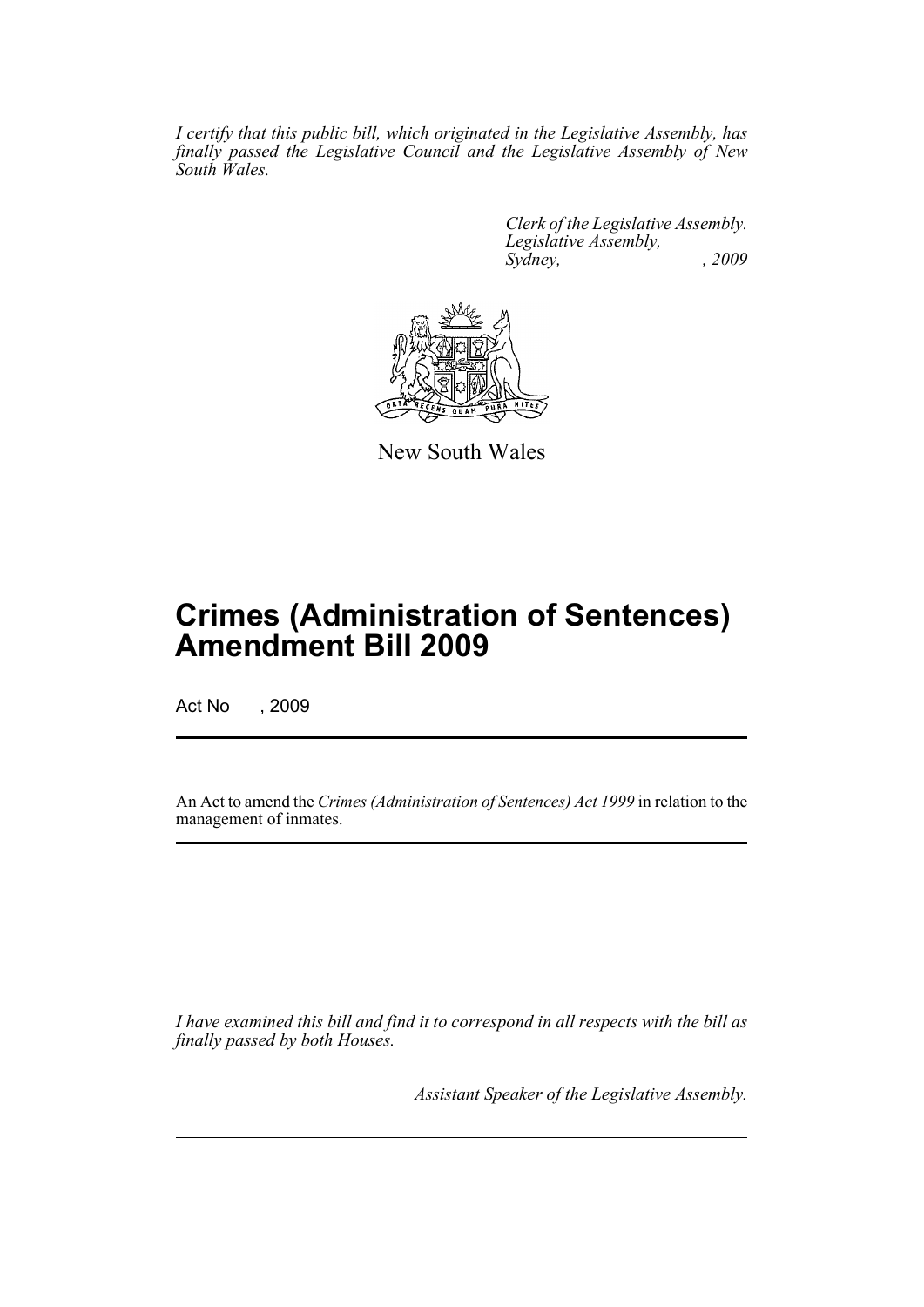*I certify that this public bill, which originated in the Legislative Assembly, has finally passed the Legislative Council and the Legislative Assembly of New South Wales.*

*Clerk of the Legislative Assembly.*
*Legislative Assembly,*
*Sydney, , 2009*

New South Wales

# Crimes (Administration of Sentences) Amendment Bill 2009

Act No , 2009

An Act to amend the *Crimes (Administration of Sentences) Act 1999* in relation to the management of inmates.

*I have examined this bill and find it to correspond in all respects with the bill as finally passed by both Houses.*

*Assistant Speaker of the Legislative Assembly.*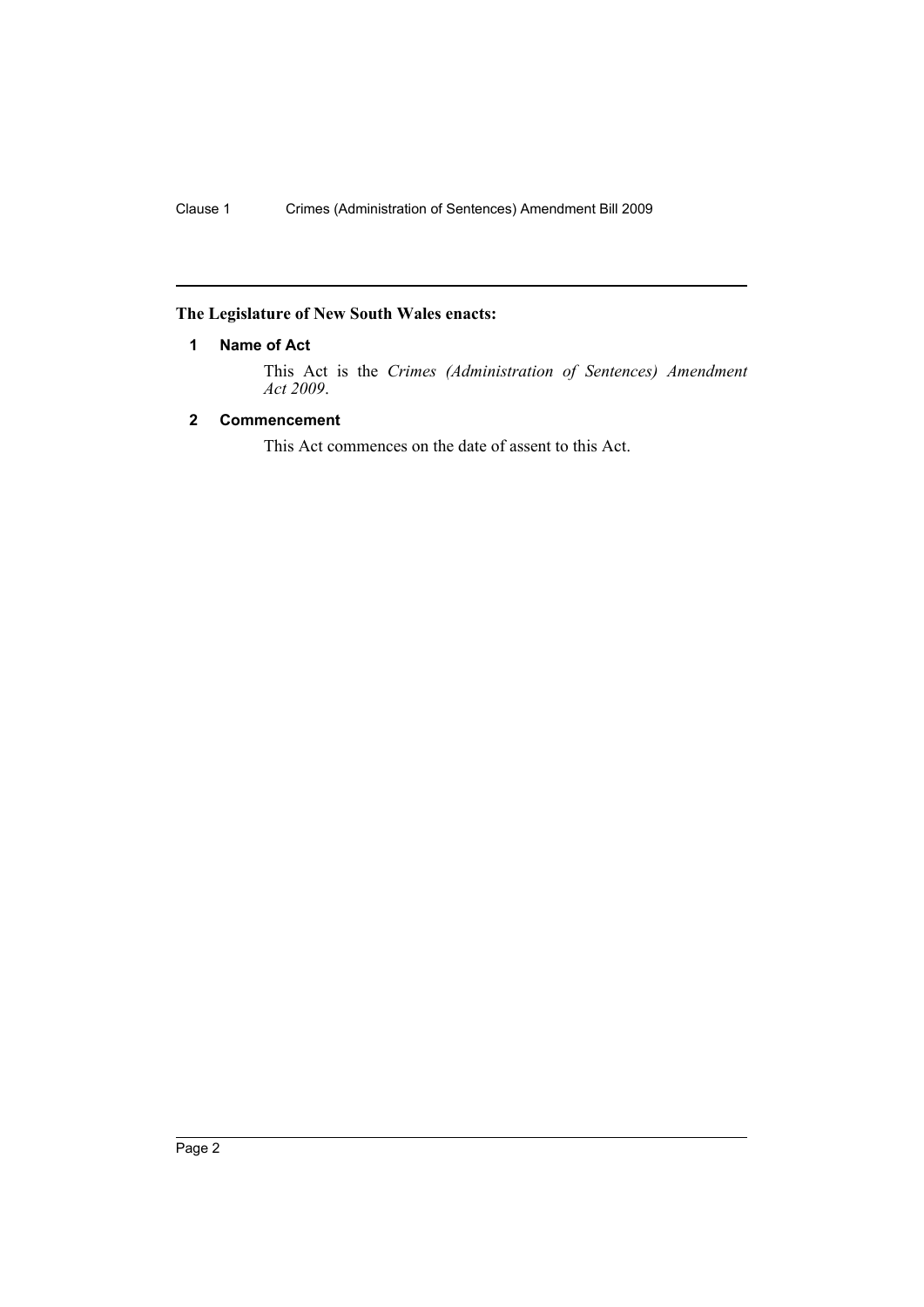## The Legislature of New South Wales enacts:

### 1 Name of Act

This Act is the *Crimes (Administration of Sentences) Amendment Act 2009*.

### 2 Commencement

This Act commences on the date of assent to this Act.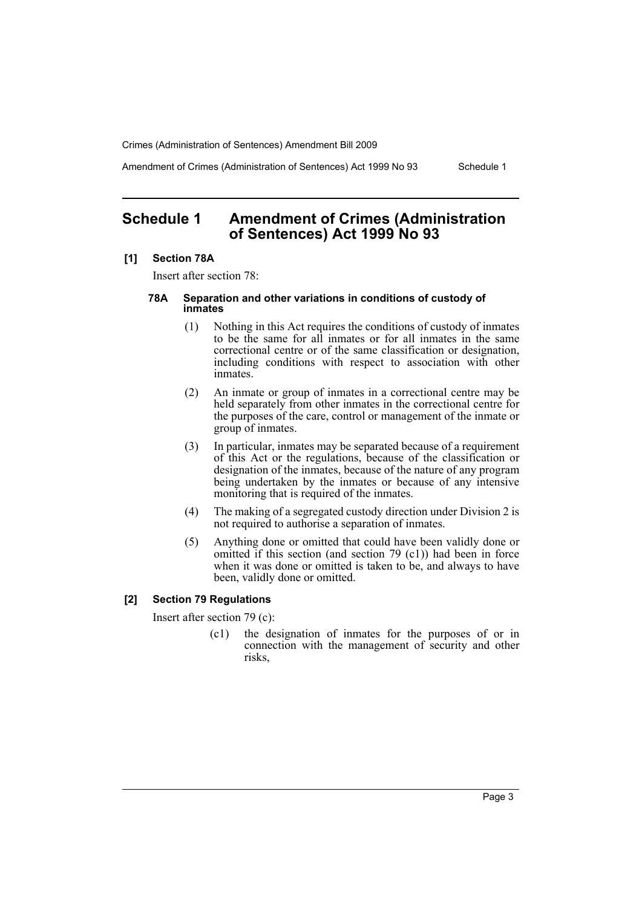# Schedule 1 Amendment of Crimes (Administration of Sentences) Act 1999 No 93

**[1] Section 78A**

Insert after section 78:

**78A Separation and other variations in conditions of custody of inmates**

(1) Nothing in this Act requires the conditions of custody of inmates to be the same for all inmates or for all inmates in the same correctional centre or of the same classification or designation, including conditions with respect to association with other inmates.

(2) An inmate or group of inmates in a correctional centre may be held separately from other inmates in the correctional centre for the purposes of the care, control or management of the inmate or group of inmates.

(3) In particular, inmates may be separated because of a requirement of this Act or the regulations, because of the classification or designation of the inmates, because of the nature of any program being undertaken by the inmates or because of any intensive monitoring that is required of the inmates.

(4) The making of a segregated custody direction under Division 2 is not required to authorise a separation of inmates.

(5) Anything done or omitted that could have been validly done or omitted if this section (and section 79 (c1)) had been in force when it was done or omitted is taken to be, and always to have been, validly done or omitted.

**[2] Section 79 Regulations**

Insert after section 79 (c):

(c1) the designation of inmates for the purposes of or in connection with the management of security and other risks,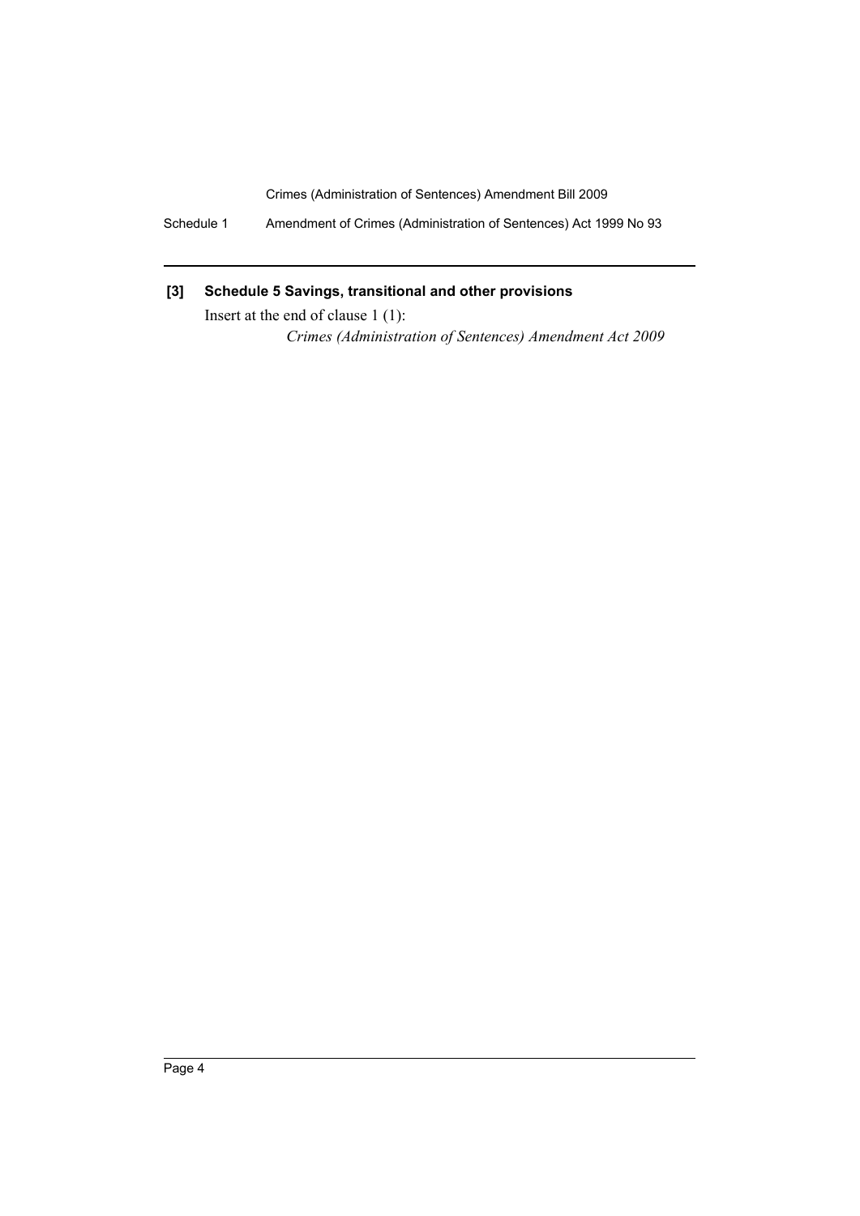**[3] Schedule 5 Savings, transitional and other provisions**

Insert at the end of clause 1 (1):

*Crimes (Administration of Sentences) Amendment Act 2009*